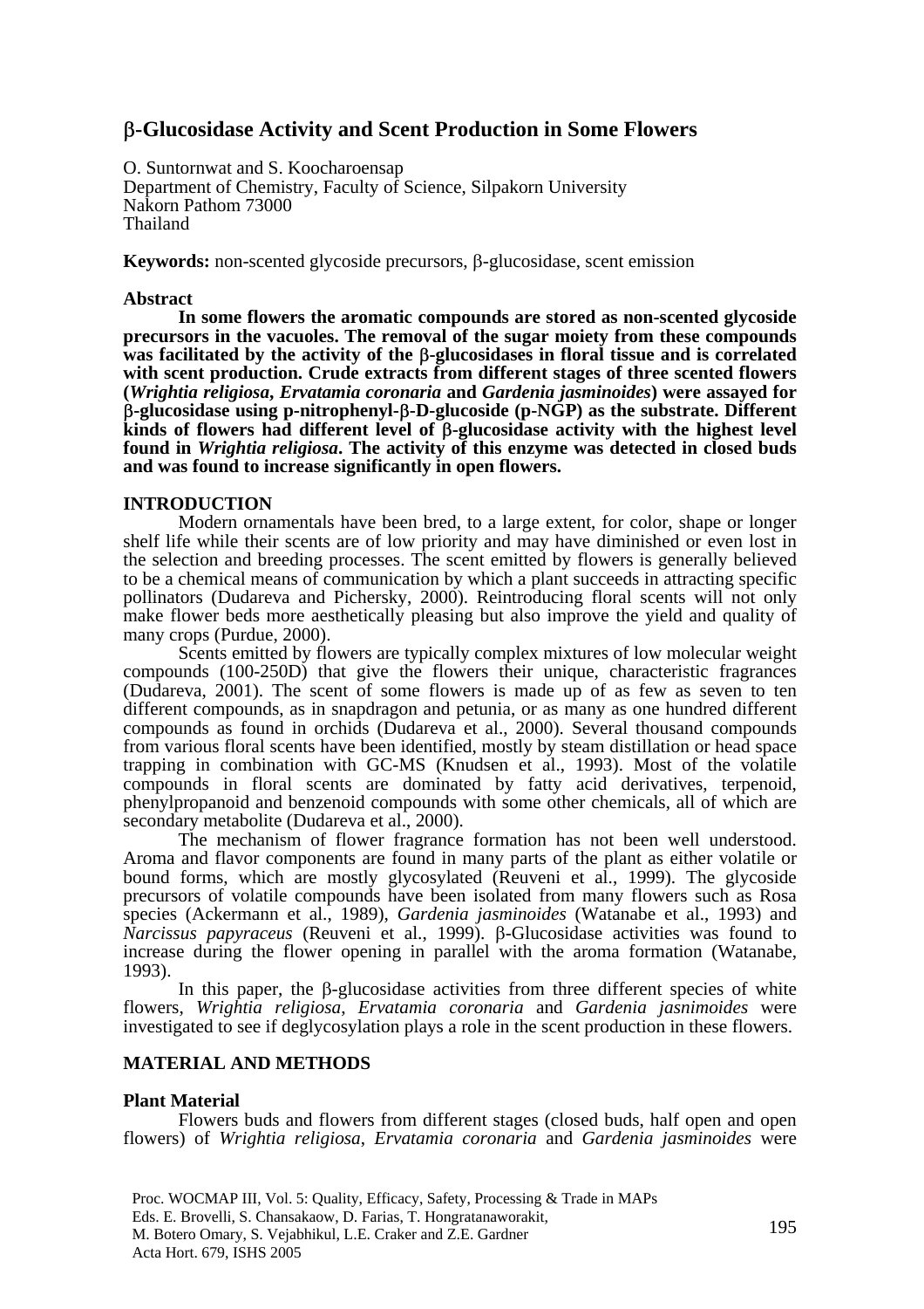# β-Glucosidase Activity and Scent Production in Some Flowers

O. Suntornwat and S. Koocharoensap
Department of Chemistry, Faculty of Science, Silpakorn University
Nakorn Pathom 73000
Thailand

**Keywords:** non-scented glycoside precursors, β-glucosidase, scent emission

## Abstract

**In some flowers the aromatic compounds are stored as non-scented glycoside precursors in the vacuoles. The removal of the sugar moiety from these compounds was facilitated by the activity of the β-glucosidases in floral tissue and is correlated with scent production. Crude extracts from different stages of three scented flowers (*Wrightia religiosa*, *Ervatamia coronaria* and *Gardenia jasminoides*) were assayed for β-glucosidase using p-nitrophenyl-β-D-glucoside (p-NGP) as the substrate. Different kinds of flowers had different level of β-glucosidase activity with the highest level found in *Wrightia religiosa*. The activity of this enzyme was detected in closed buds and was found to increase significantly in open flowers.**

## INTRODUCTION

Modern ornamentals have been bred, to a large extent, for color, shape or longer shelf life while their scents are of low priority and may have diminished or even lost in the selection and breeding processes. The scent emitted by flowers is generally believed to be a chemical means of communication by which a plant succeeds in attracting specific pollinators (Dudareva and Pichersky, 2000). Reintroducing floral scents will not only make flower beds more aesthetically pleasing but also improve the yield and quality of many crops (Purdue, 2000).

Scents emitted by flowers are typically complex mixtures of low molecular weight compounds (100-250D) that give the flowers their unique, characteristic fragrances (Dudareva, 2001). The scent of some flowers is made up of as few as seven to ten different compounds, as in snapdragon and petunia, or as many as one hundred different compounds as found in orchids (Dudareva et al., 2000). Several thousand compounds from various floral scents have been identified, mostly by steam distillation or head space trapping in combination with GC-MS (Knudsen et al., 1993). Most of the volatile compounds in floral scents are dominated by fatty acid derivatives, terpenoid, phenylpropanoid and benzenoid compounds with some other chemicals, all of which are secondary metabolite (Dudareva et al., 2000).

The mechanism of flower fragrance formation has not been well understood. Aroma and flavor components are found in many parts of the plant as either volatile or bound forms, which are mostly glycosylated (Reuveni et al., 1999). The glycoside precursors of volatile compounds have been isolated from many flowers such as Rosa species (Ackermann et al., 1989), *Gardenia jasminoides* (Watanabe et al., 1993) and *Narcissus papyraceus* (Reuveni et al., 1999). β-Glucosidase activities was found to increase during the flower opening in parallel with the aroma formation (Watanabe, 1993).

In this paper, the β-glucosidase activities from three different species of white flowers, *Wrightia religiosa*, *Ervatamia coronaria* and *Gardenia jasminoides* were investigated to see if deglycosylation plays a role in the scent production in these flowers.

## MATERIAL AND METHODS

### Plant Material

Flowers buds and flowers from different stages (closed buds, half open and open flowers) of *Wrightia religiosa*, *Ervatamia coronaria* and *Gardenia jasminoides* were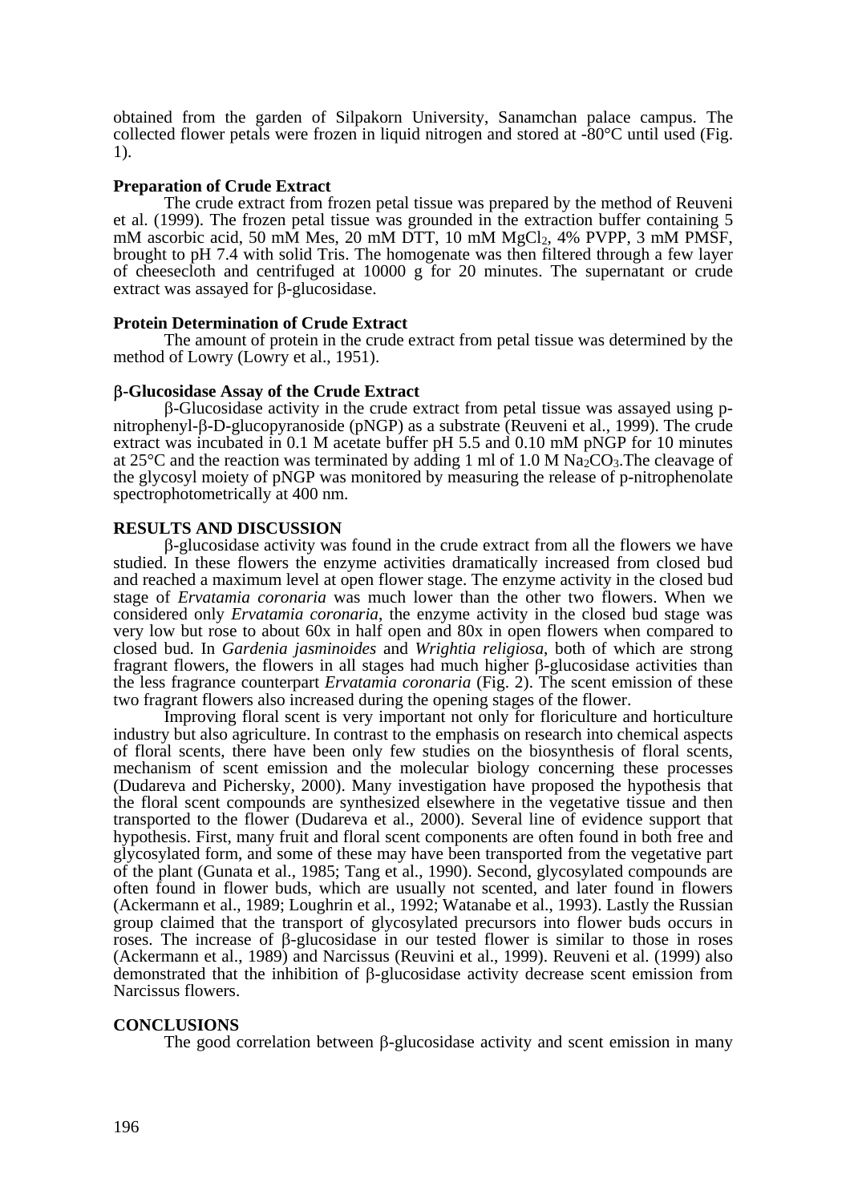obtained from the garden of Silpakorn University, Sanamchan palace campus. The collected flower petals were frozen in liquid nitrogen and stored at -80°C until used (Fig. 1).

### Preparation of Crude Extract

The crude extract from frozen petal tissue was prepared by the method of Reuveni et al. (1999). The frozen petal tissue was grounded in the extraction buffer containing 5 mM ascorbic acid, 50 mM Mes, 20 mM DTT, 10 mM $MgCl_2$, 4% PVPP, 3 mM PMSF, brought to pH 7.4 with solid Tris. The homogenate was then filtered through a few layer of cheesecloth and centrifuged at 10000 g for 20 minutes. The supernatant or crude extract was assayed for β-glucosidase.

### Protein Determination of Crude Extract

The amount of protein in the crude extract from petal tissue was determined by the method of Lowry (Lowry et al., 1951).

### β-Glucosidase Assay of the Crude Extract

β-Glucosidase activity in the crude extract from petal tissue was assayed using p-nitrophenyl-β-D-glucopyranoside (pNGP) as a substrate (Reuveni et al., 1999). The crude extract was incubated in 0.1 M acetate buffer pH 5.5 and 0.10 mM pNGP for 10 minutes at 25°C and the reaction was terminated by adding 1 ml of 1.0 M $Na_2CO_3$.The cleavage of the glycosyl moiety of pNGP was monitored by measuring the release of p-nitrophenolate spectrophotometrically at 400 nm.

## RESULTS AND DISCUSSION

β-glucosidase activity was found in the crude extract from all the flowers we have studied. In these flowers the enzyme activities dramatically increased from closed bud and reached a maximum level at open flower stage. The enzyme activity in the closed bud stage of *Ervatamia coronaria* was much lower than the other two flowers. When we considered only *Ervatamia coronaria*, the enzyme activity in the closed bud stage was very low but rose to about 60x in half open and 80x in open flowers when compared to closed bud. In *Gardenia jasminoides* and *Wrightia religiosa*, both of which are strong fragrant flowers, the flowers in all stages had much higher β-glucosidase activities than the less fragrance counterpart *Ervatamia coronaria* (Fig. 2). The scent emission of these two fragrant flowers also increased during the opening stages of the flower.

Improving floral scent is very important not only for floriculture and horticulture industry but also agriculture. In contrast to the emphasis on research into chemical aspects of floral scents, there have been only few studies on the biosynthesis of floral scents, mechanism of scent emission and the molecular biology concerning these processes (Dudareva and Pichersky, 2000). Many investigation have proposed the hypothesis that the floral scent compounds are synthesized elsewhere in the vegetative tissue and then transported to the flower (Dudareva et al., 2000). Several line of evidence support that hypothesis. First, many fruit and floral scent components are often found in both free and glycosylated form, and some of these may have been transported from the vegetative part of the plant (Gunata et al., 1985; Tang et al., 1990). Second, glycosylated compounds are often found in flower buds, which are usually not scented, and later found in flowers (Ackermann et al., 1989; Loughrin et al., 1992; Watanabe et al., 1993). Lastly the Russian group claimed that the transport of glycosylated precursors into flower buds occurs in roses. The increase of β-glucosidase in our tested flower is similar to those in roses (Ackermann et al., 1989) and Narcissus (Reuvini et al., 1999). Reuveni et al. (1999) also demonstrated that the inhibition of β-glucosidase activity decrease scent emission from Narcissus flowers.

## CONCLUSIONS

The good correlation between β-glucosidase activity and scent emission in many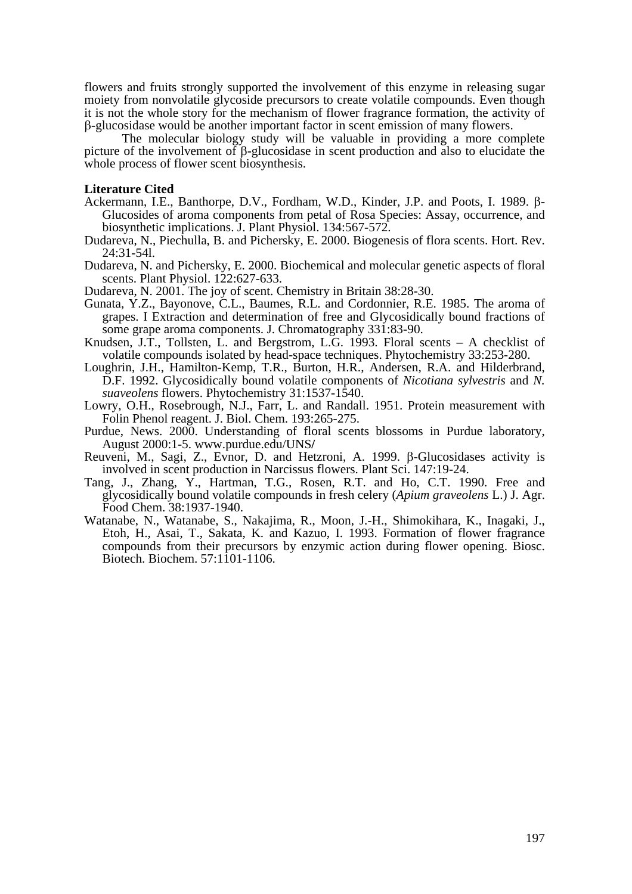flowers and fruits strongly supported the involvement of this enzyme in releasing sugar moiety from nonvolatile glycoside precursors to create volatile compounds. Even though it is not the whole story for the mechanism of flower fragrance formation, the activity of β-glucosidase would be another important factor in scent emission of many flowers.

The molecular biology study will be valuable in providing a more complete picture of the involvement of β-glucosidase in scent production and also to elucidate the whole process of flower scent biosynthesis.

**Literature Cited**

Ackermann, I.E., Banthorpe, D.V., Fordham, W.D., Kinder, J.P. and Poots, I. 1989. β-Glucosides of aroma components from petal of Rosa Species: Assay, occurrence, and biosynthetic implications. J. Plant Physiol. 134:567-572.

Dudareva, N., Piechulla, B. and Pichersky, E. 2000. Biogenesis of flora scents. Hort. Rev. 24:31-54l.

Dudareva, N. and Pichersky, E. 2000. Biochemical and molecular genetic aspects of floral scents. Plant Physiol. 122:627-633.

Dudareva, N. 2001. The joy of scent. Chemistry in Britain 38:28-30.

Gunata, Y.Z., Bayonove, C.L., Baumes, R.L. and Cordonnier, R.E. 1985. The aroma of grapes. I Extraction and determination of free and Glycosidically bound fractions of some grape aroma components. J. Chromatography 331:83-90.

Knudsen, J.T., Tollsten, L. and Bergstrom, L.G. 1993. Floral scents – A checklist of volatile compounds isolated by head-space techniques. Phytochemistry 33:253-280.

Loughrin, J.H., Hamilton-Kemp, T.R., Burton, H.R., Andersen, R.A. and Hilderbrand, D.F. 1992. Glycosidically bound volatile components of *Nicotiana sylvestris* and *N. suaveolens* flowers. Phytochemistry 31:1537-1540.

Lowry, O.H., Rosebrough, N.J., Farr, L. and Randall. 1951. Protein measurement with Folin Phenol reagent. J. Biol. Chem. 193:265-275.

Purdue, News. 2000. Understanding of floral scents blossoms in Purdue laboratory, August 2000:1-5. www.purdue.edu/UNS/

Reuveni, M., Sagi, Z., Evnor, D. and Hetzroni, A. 1999. β-Glucosidases activity is involved in scent production in Narcissus flowers. Plant Sci. 147:19-24.

Tang, J., Zhang, Y., Hartman, T.G., Rosen, R.T. and Ho, C.T. 1990. Free and glycosidically bound volatile compounds in fresh celery (*Apium graveolens* L.) J. Agr. Food Chem. 38:1937-1940.

Watanabe, N., Watanabe, S., Nakajima, R., Moon, J.-H., Shimokihara, K., Inagaki, J., Etoh, H., Asai, T., Sakata, K. and Kazuo, I. 1993. Formation of flower fragrance compounds from their precursors by enzymic action during flower opening. Biosc. Biotech. Biochem. 57:1101-1106.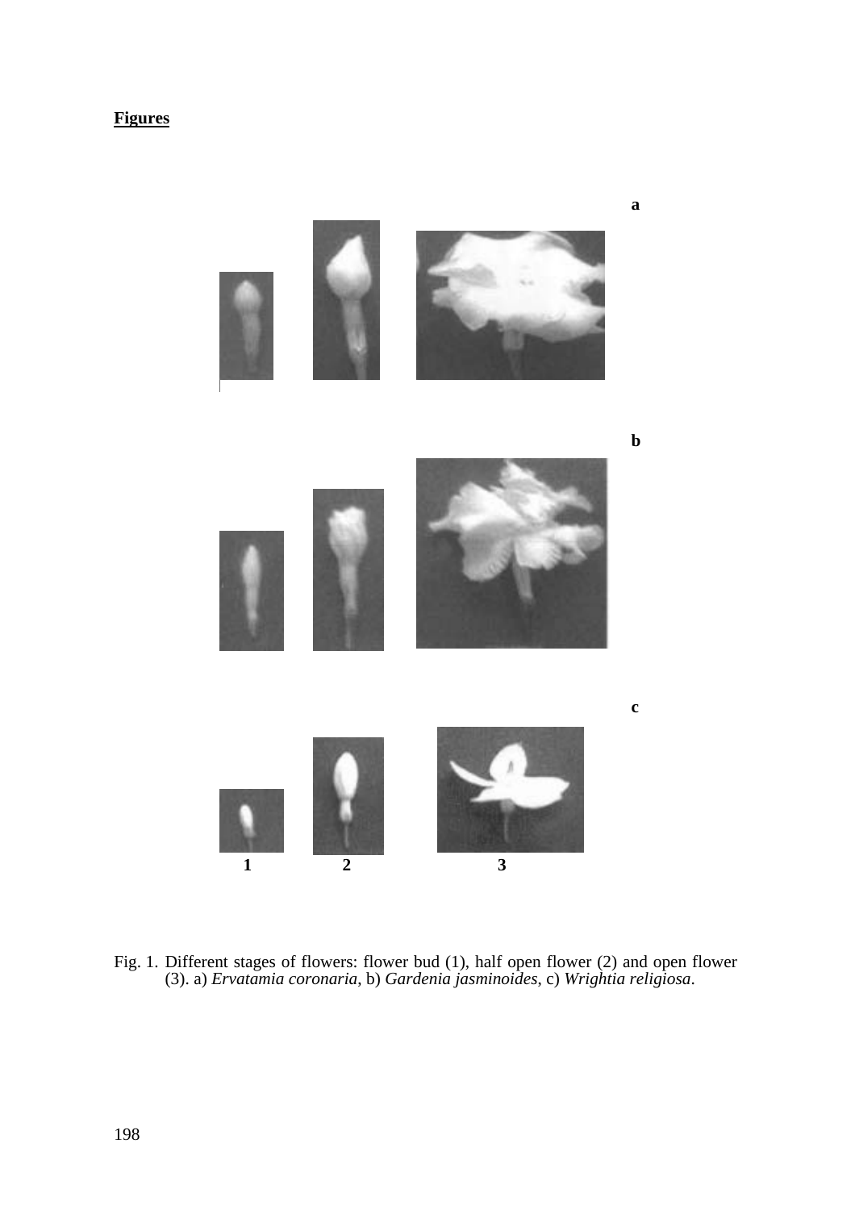**Figures**

Fig. 1. Different stages of flowers: flower bud (1), half open flower (2) and open flower (3). a) *Ervatamia coronaria*, b) *Gardenia jasminoides*, c) *Wrightia religiosa*.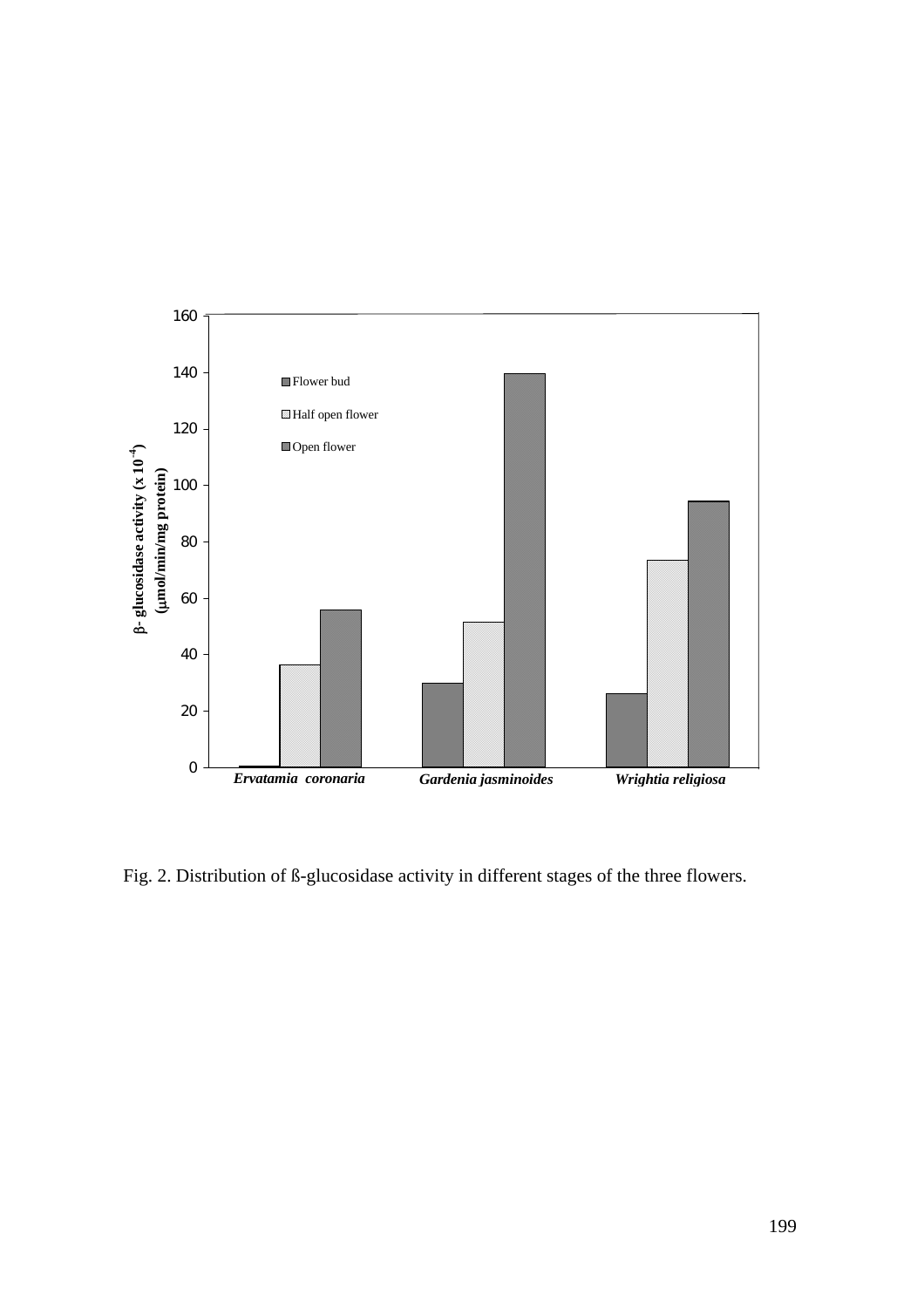160
140
120
100
80
60
40
20
0

β- glucosidase activity (x 10$^{-4}$)
(μmol/min/mg protein)

Flower bud
Half open flower
Open flower

*Ervatamia coronaria*
*Gardenia jasminoides*
*Wrightia religiosa*

Fig. 2. Distribution of ß-glucosidase activity in different stages of the three flowers.